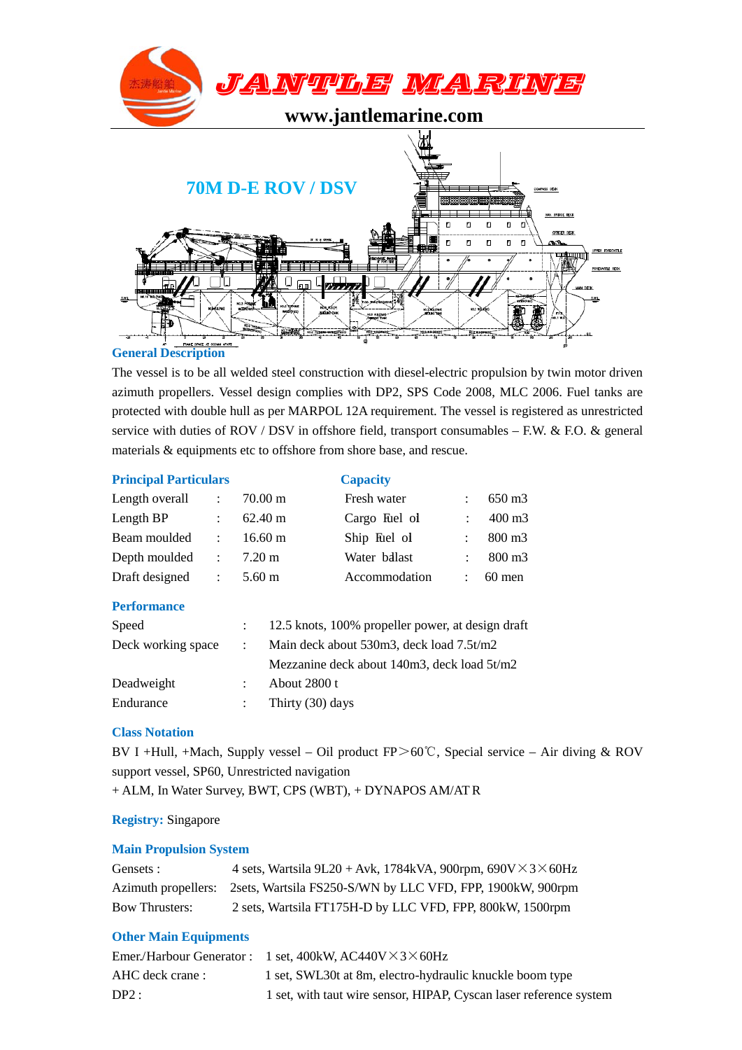# JANTLE MARINE

www.jantlemarine.com

## 70M D-E ROV / DSV

### General Description

The vessel is to be all welded steel construction with diesel-electric propulsion by twin motor driven azimuth propellers. Vessel design complies with DP2, SPS Code 2008, MLC 2006. Fuel tanks are protected with double hull as per MARPOL 12A requirement. The vessel is registered as unrestricted service with duties of ROV / DSV in offshore field, transport consumables – F.W. & F.O. & general materials & equipments etc to offshore from shore base, and rescue.

### Principal Particulars

| | | |
|---|---|---|
| Length overall | : | 70.00 m |
| Length BP | : | 62.40 m |
| Beam moulded | : | 16.60 m |
| Depth moulded | : | 7.20 m |
| Draft designed | : | 5.60 m |

### Capacity

| | | |
|---|---|---|
| Fresh water | : | 650 m3 |
| Cargo Fuel oil | : | 400 m3 |
| Ship Fuel oil | : | 800 m3 |
| Water ballast | : | 800 m3 |
| Accommodation | : | 60 men |

### Performance

| | | |
|---|---|---|
| Speed | : | 12.5 knots, 100% propeller power, at design draft |
| Deck working space | : | Main deck about 530m3, deck load 7.5t/m2 |
| | | Mezzanine deck about 140m3, deck load 5t/m2 |
| Deadweight | : | About 2800 t |
| Endurance | : | Thirty (30) days |

### Class Notation

BV I +Hull, +Mach, Supply vessel – Oil product FP＞60℃, Special service – Air diving & ROV support vessel, SP60, Unrestricted navigation

+ ALM, In Water Survey, BWT, CPS (WBT), + DYNAPOS AM/AT R

**Registry:** Singapore

### Main Propulsion System

| | |
|---|---|
| Gensets : | 4 sets, Wartsila 9L20 + Avk, 1784kVA, 900rpm, 690V×3×60Hz |
| Azimuth propellers: | 2sets, Wartsila FS250-S/WN by LLC VFD, FPP, 1900kW, 900rpm |
| Bow Thrusters: | 2 sets, Wartsila FT175H-D by LLC VFD, FPP, 800kW, 1500rpm |

### Other Main Equipments

| | |
|---|---|
| Emer./Harbour Generator : | 1 set, 400kW, AC440V×3×60Hz |
| AHC deck crane : | 1 set, SWL30t at 8m, electro-hydraulic knuckle boom type |
| DP2 : | 1 set, with taut wire sensor, HIPAP, Cyscan laser reference system |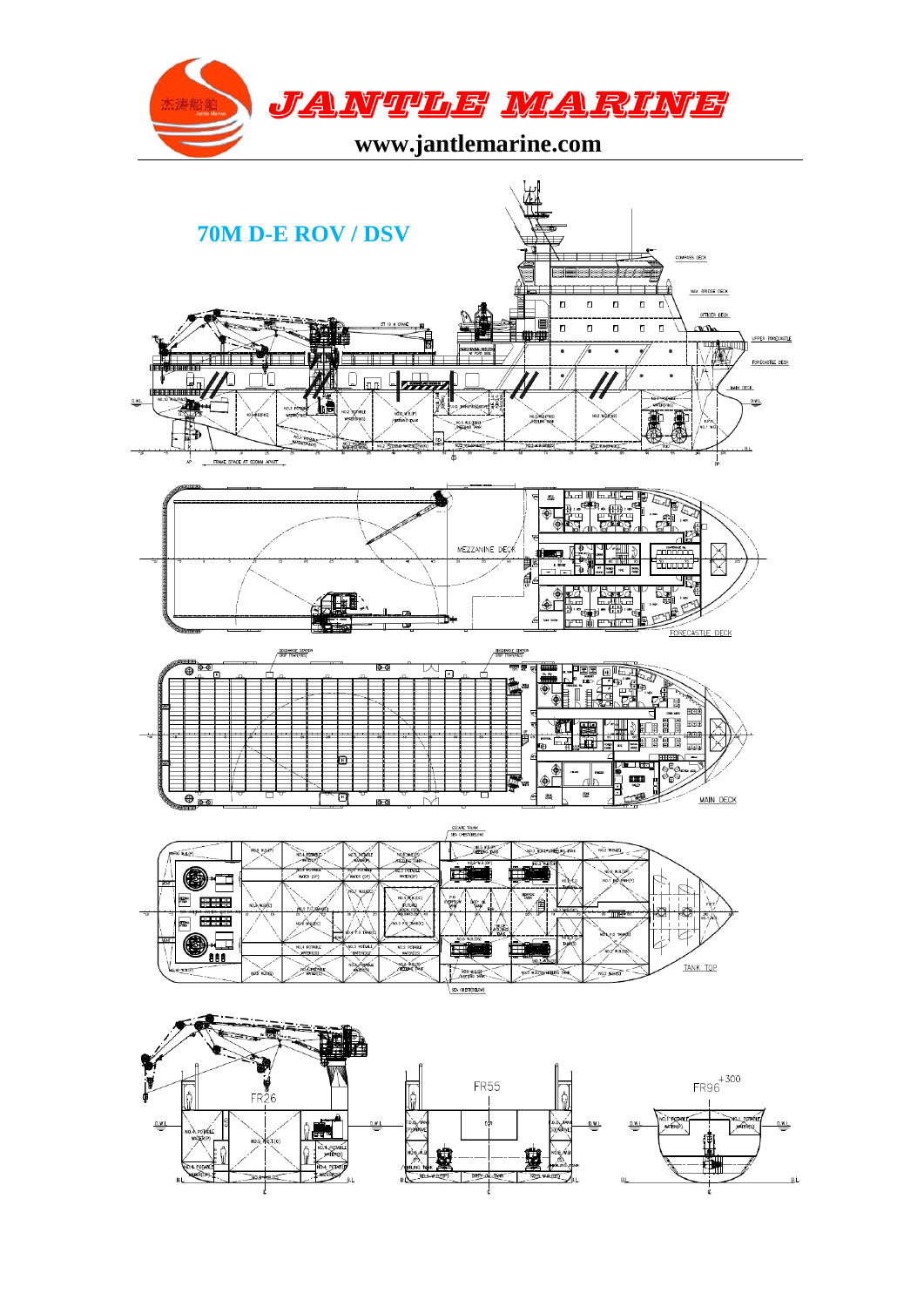杰涛船舶

# JANTLE MARINE

www.jantlemarine.com

## 70M D-E ROV / DSV